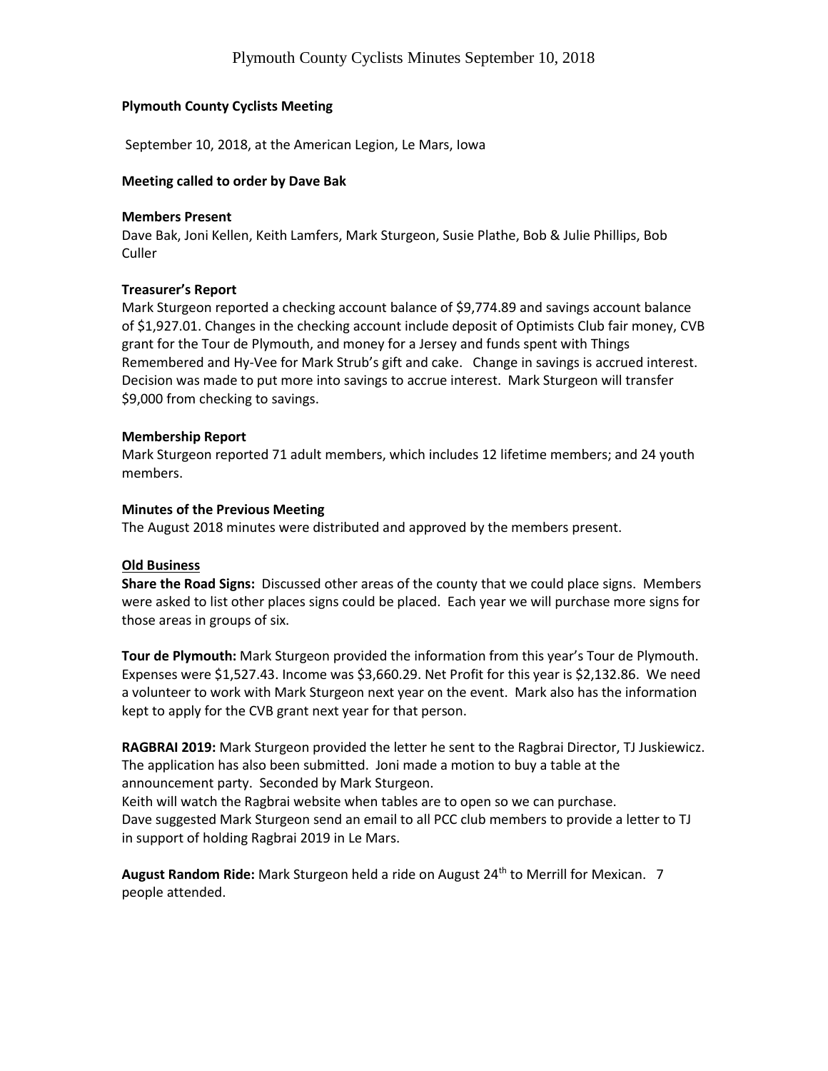**Plymouth County Cyclists Meeting**

September 10, 2018, at the American Legion, Le Mars, Iowa

**Meeting called to order by Dave Bak**

**Members Present**

Dave Bak, Joni Kellen, Keith Lamfers, Mark Sturgeon, Susie Plathe, Bob & Julie Phillips, Bob Culler

**Treasurer's Report**

Mark Sturgeon reported a checking account balance of $9,774.89 and savings account balance of $1,927.01. Changes in the checking account include deposit of Optimists Club fair money, CVB grant for the Tour de Plymouth, and money for a Jersey and funds spent with Things Remembered and Hy-Vee for Mark Strub's gift and cake. Change in savings is accrued interest. Decision was made to put more into savings to accrue interest. Mark Sturgeon will transfer $9,000 from checking to savings.

**Membership Report**

Mark Sturgeon reported 71 adult members, which includes 12 lifetime members; and 24 youth members.

**Minutes of the Previous Meeting**

The August 2018 minutes were distributed and approved by the members present.

**Old Business**

**Share the Road Signs:** Discussed other areas of the county that we could place signs. Members were asked to list other places signs could be placed. Each year we will purchase more signs for those areas in groups of six.

**Tour de Plymouth:** Mark Sturgeon provided the information from this year's Tour de Plymouth. Expenses were $1,527.43. Income was $3,660.29. Net Profit for this year is $2,132.86. We need a volunteer to work with Mark Sturgeon next year on the event. Mark also has the information kept to apply for the CVB grant next year for that person.

**RAGBRAI 2019:** Mark Sturgeon provided the letter he sent to the Ragbrai Director, TJ Juskiewicz. The application has also been submitted. Joni made a motion to buy a table at the announcement party. Seconded by Mark Sturgeon.
Keith will watch the Ragbrai website when tables are to open so we can purchase.
Dave suggested Mark Sturgeon send an email to all PCC club members to provide a letter to TJ in support of holding Ragbrai 2019 in Le Mars.

**August Random Ride:** Mark Sturgeon held a ride on August 24th to Merrill for Mexican. 7 people attended.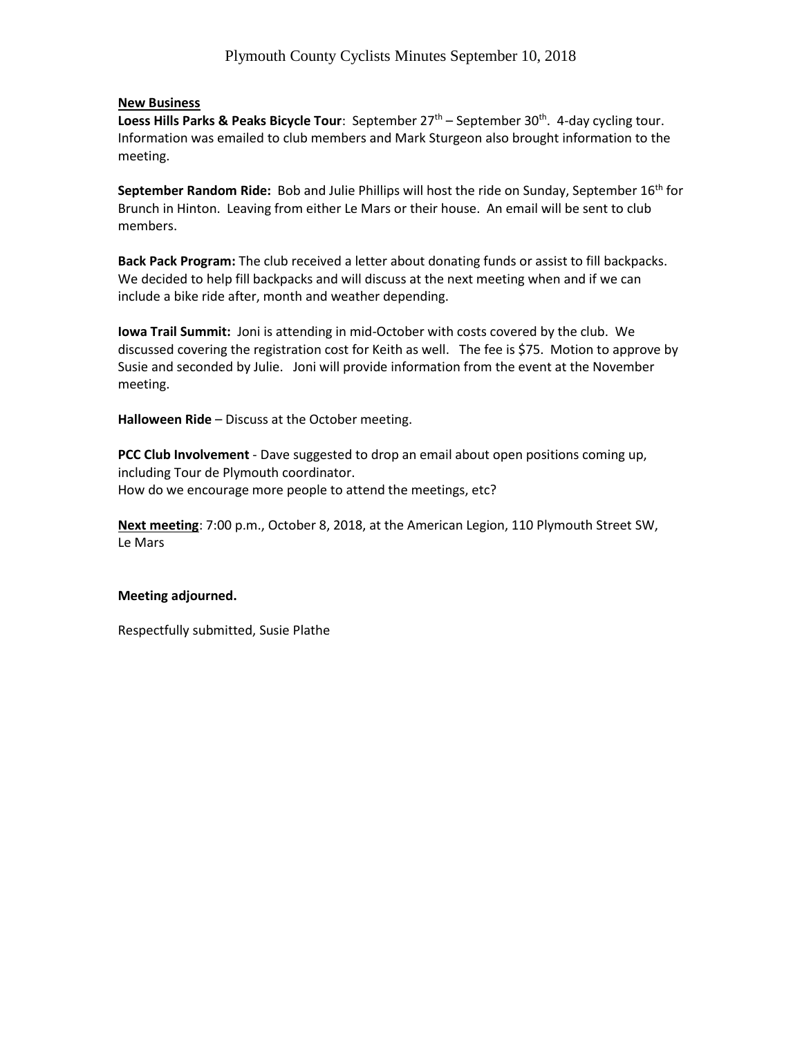**New Business**

**Loess Hills Parks & Peaks Bicycle Tour**: September 27th – September 30th. 4-day cycling tour. Information was emailed to club members and Mark Sturgeon also brought information to the meeting.

**September Random Ride:** Bob and Julie Phillips will host the ride on Sunday, September 16th for Brunch in Hinton. Leaving from either Le Mars or their house. An email will be sent to club members.

**Back Pack Program:** The club received a letter about donating funds or assist to fill backpacks. We decided to help fill backpacks and will discuss at the next meeting when and if we can include a bike ride after, month and weather depending.

**Iowa Trail Summit:** Joni is attending in mid-October with costs covered by the club. We discussed covering the registration cost for Keith as well. The fee is $75. Motion to approve by Susie and seconded by Julie. Joni will provide information from the event at the November meeting.

**Halloween Ride** – Discuss at the October meeting.

**PCC Club Involvement** - Dave suggested to drop an email about open positions coming up, including Tour de Plymouth coordinator.
How do we encourage more people to attend the meetings, etc?

**Next meeting**: 7:00 p.m., October 8, 2018, at the American Legion, 110 Plymouth Street SW, Le Mars

**Meeting adjourned.**

Respectfully submitted, Susie Plathe